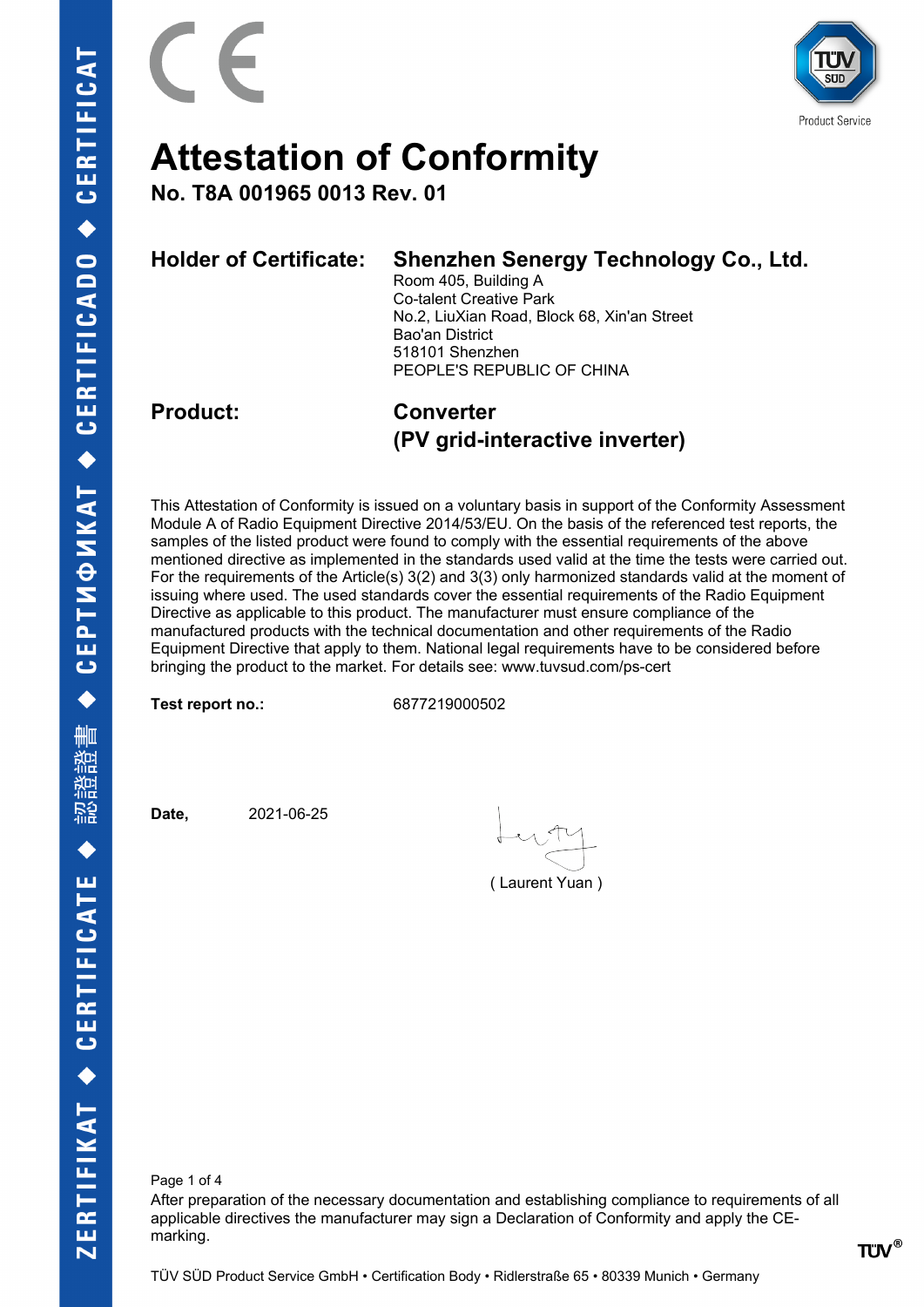# Attestation of Conformity

## No. T8A 001965 0013 Rev. 01

**Holder of Certificate:** **Shenzhen Senergy Technology Co., Ltd.**
Room 405, Building A
Co-talent Creative Park
No.2, LiuXian Road, Block 68, Xin'an Street
Bao'an District
518101 Shenzhen
PEOPLE'S REPUBLIC OF CHINA

**Product:** **Converter (PV grid-interactive inverter)**

This Attestation of Conformity is issued on a voluntary basis in support of the Conformity Assessment Module A of Radio Equipment Directive 2014/53/EU. On the basis of the referenced test reports, the samples of the listed product were found to comply with the essential requirements of the above mentioned directive as implemented in the standards used valid at the time the tests were carried out. For the requirements of the Article(s) 3(2) and 3(3) only harmonized standards valid at the moment of issuing where used. The used standards cover the essential requirements of the Radio Equipment Directive as applicable to this product. The manufacturer must ensure compliance of the manufactured products with the technical documentation and other requirements of the Radio Equipment Directive that apply to them. National legal requirements have to be considered before bringing the product to the market. For details see: www.tuvsud.com/ps-cert

**Test report no.:** 6877219000502

**Date,** 2021-06-25

( Laurent Yuan )

After preparation of the necessary documentation and establishing compliance to requirements of all applicable directives the manufacturer may sign a Declaration of Conformity and apply the CE-marking.

TÜV SÜD Product Service GmbH • Certification Body • Ridlerstraße 65 • 80339 Munich • Germany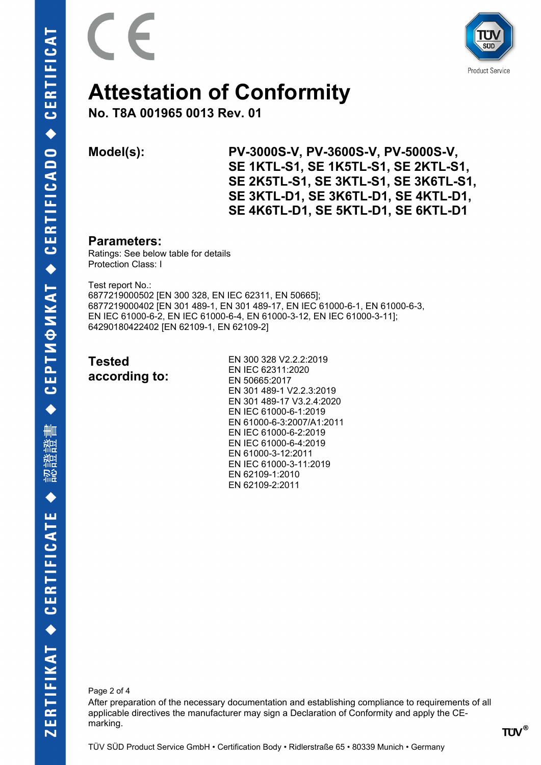# Attestation of Conformity

**No. T8A 001965 0013 Rev. 01**

| | |
|---|---|
| **Model(s):** | **PV-3000S-V, PV-3600S-V, PV-5000S-V, SE 1KTL-S1, SE 1K5TL-S1, SE 2KTL-S1, SE 2K5TL-S1, SE 3KTL-S1, SE 3K6TL-S1, SE 3KTL-D1, SE 3K6TL-D1, SE 4KTL-D1, SE 4K6TL-D1, SE 5KTL-D1, SE 6KTL-D1** |

## Parameters:

Ratings: See below table for details
Protection Class: I

Test report No.:
6877219000502 [EN 300 328, EN IEC 62311, EN 50665];
6877219000402 [EN 301 489-1, EN 301 489-17, EN IEC 61000-6-1, EN 61000-6-3, EN IEC 61000-6-2, EN IEC 61000-6-4, EN 61000-3-12, EN IEC 61000-3-11];
64290180422402 [EN 62109-1, EN 62109-2]

**Tested according to:**

EN 300 328 V2.2.2:2019
EN IEC 62311:2020
EN 50665:2017
EN 301 489-1 V2.2.3:2019
EN 301 489-17 V3.2.4:2020
EN IEC 61000-6-1:2019
EN 61000-6-3:2007/A1:2011
EN IEC 61000-6-2:2019
EN IEC 61000-6-4:2019
EN 61000-3-12:2011
EN IEC 61000-3-11:2019
EN 62109-1:2010
EN 62109-2:2011

After preparation of the necessary documentation and establishing compliance to requirements of all applicable directives the manufacturer may sign a Declaration of Conformity and apply the CE-marking.

TÜV SÜD Product Service GmbH • Certification Body • Ridlerstraße 65 • 80339 Munich • Germany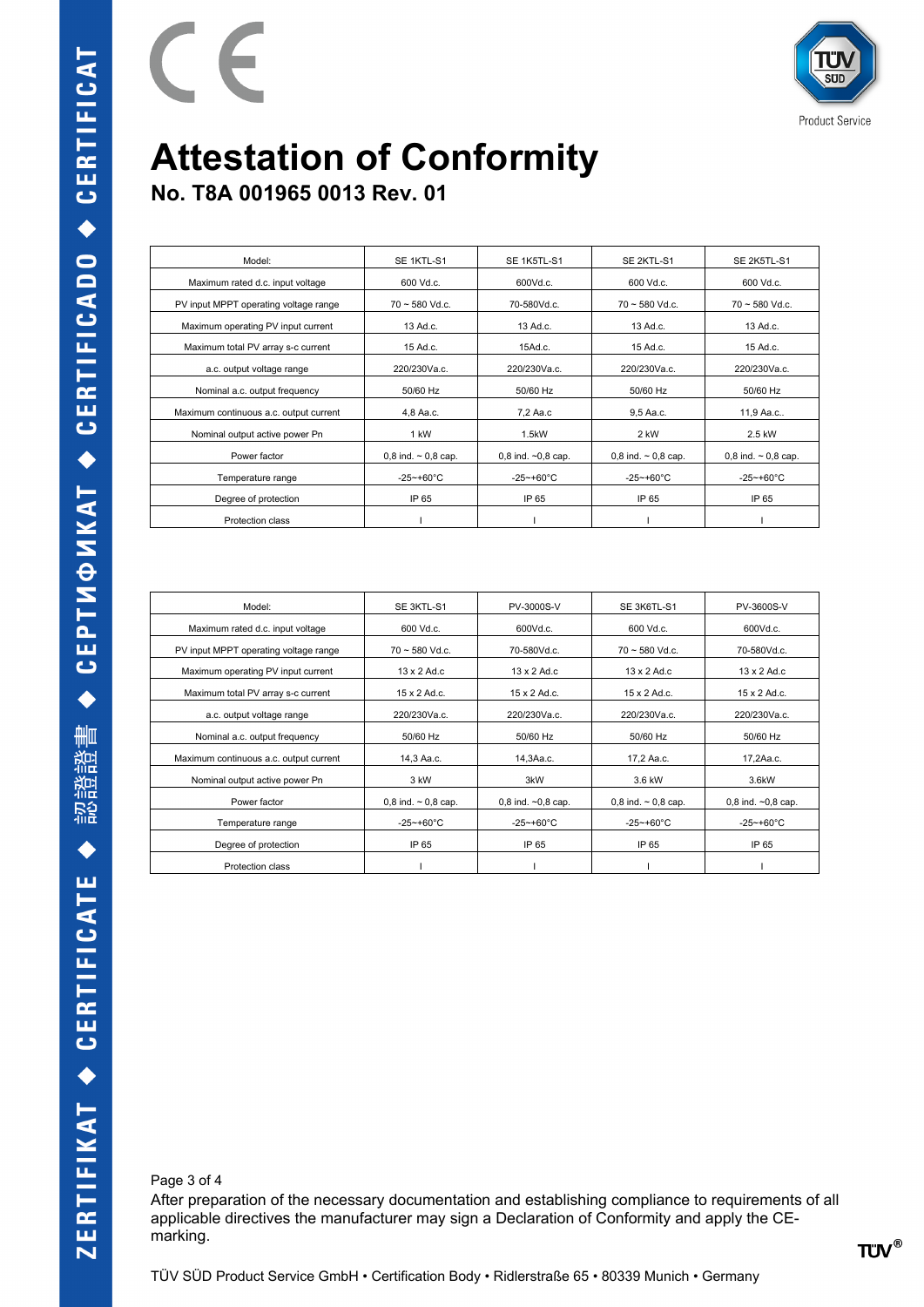# Attestation of Conformity

## No. T8A 001965 0013 Rev. 01

| Model: | SE 1KTL-S1 | SE 1K5TL-S1 | SE 2KTL-S1 | SE 2K5TL-S1 |
|---|---|---|---|---|
| Maximum rated d.c. input voltage | 600 Vd.c. | 600Vd.c. | 600 Vd.c. | 600 Vd.c. |
| PV input MPPT operating voltage range | 70 ~ 580 Vd.c. | 70-580Vd.c. | 70 ~ 580 Vd.c. | 70 ~ 580 Vd.c. |
| Maximum operating PV input current | 13 Ad.c. | 13 Ad.c. | 13 Ad.c. | 13 Ad.c. |
| Maximum total PV array s-c current | 15 Ad.c. | 15Ad.c. | 15 Ad.c. | 15 Ad.c. |
| a.c. output voltage range | 220/230Va.c. | 220/230Va.c. | 220/230Va.c. | 220/230Va.c. |
| Nominal a.c. output frequency | 50/60 Hz | 50/60 Hz | 50/60 Hz | 50/60 Hz |
| Maximum continuous a.c. output current | 4,8 Aa.c. | 7,2 Aa.c | 9,5 Aa.c. | 11,9 Aa.c.. |
| Nominal output active power Pn | 1 kW | 1.5kW | 2 kW | 2.5 kW |
| Power factor | 0,8 ind. ~ 0,8 cap. | 0,8 ind. ~0,8 cap. | 0,8 ind. ~ 0,8 cap. | 0,8 ind. ~ 0,8 cap. |
| Temperature range | -25~+60°C | -25~+60°C | -25~+60°C | -25~+60°C |
| Degree of protection | IP 65 | IP 65 | IP 65 | IP 65 |
| Protection class | I | I | I | I |

| Model: | SE 3KTL-S1 | PV-3000S-V | SE 3K6TL-S1 | PV-3600S-V |
|---|---|---|---|---|
| Maximum rated d.c. input voltage | 600 Vd.c. | 600Vd.c. | 600 Vd.c. | 600Vd.c. |
| PV input MPPT operating voltage range | 70 ~ 580 Vd.c. | 70-580Vd.c. | 70 ~ 580 Vd.c. | 70-580Vd.c. |
| Maximum operating PV input current | 13 x 2 Ad.c | 13 x 2 Ad.c | 13 x 2 Ad.c. | 13 x 2 Ad.c |
| Maximum total PV array s-c current | 15 x 2 Ad.c. | 15 x 2 Ad.c. | 15 x 2 Ad.c. | 15 x 2 Ad.c. |
| a.c. output voltage range | 220/230Va.c. | 220/230Va.c. | 220/230Va.c. | 220/230Va.c. |
| Nominal a.c. output frequency | 50/60 Hz | 50/60 Hz | 50/60 Hz | 50/60 Hz |
| Maximum continuous a.c. output current | 14,3 Aa.c. | 14,3Aa.c. | 17,2 Aa.c. | 17,2Aa.c. |
| Nominal output active power Pn | 3 kW | 3kW | 3.6 kW | 3.6kW |
| Power factor | 0,8 ind. ~ 0,8 cap. | 0,8 ind. ~0,8 cap. | 0,8 ind. ~ 0,8 cap. | 0,8 ind. ~0,8 cap. |
| Temperature range | -25~+60°C | -25~+60°C | -25~+60°C | -25~+60°C |
| Degree of protection | IP 65 | IP 65 | IP 65 | IP 65 |
| Protection class | I | I | I | I |

After preparation of the necessary documentation and establishing compliance to requirements of all applicable directives the manufacturer may sign a Declaration of Conformity and apply the CE-marking.

TÜV SÜD Product Service GmbH • Certification Body • Ridlerstraße 65 • 80339 Munich • Germany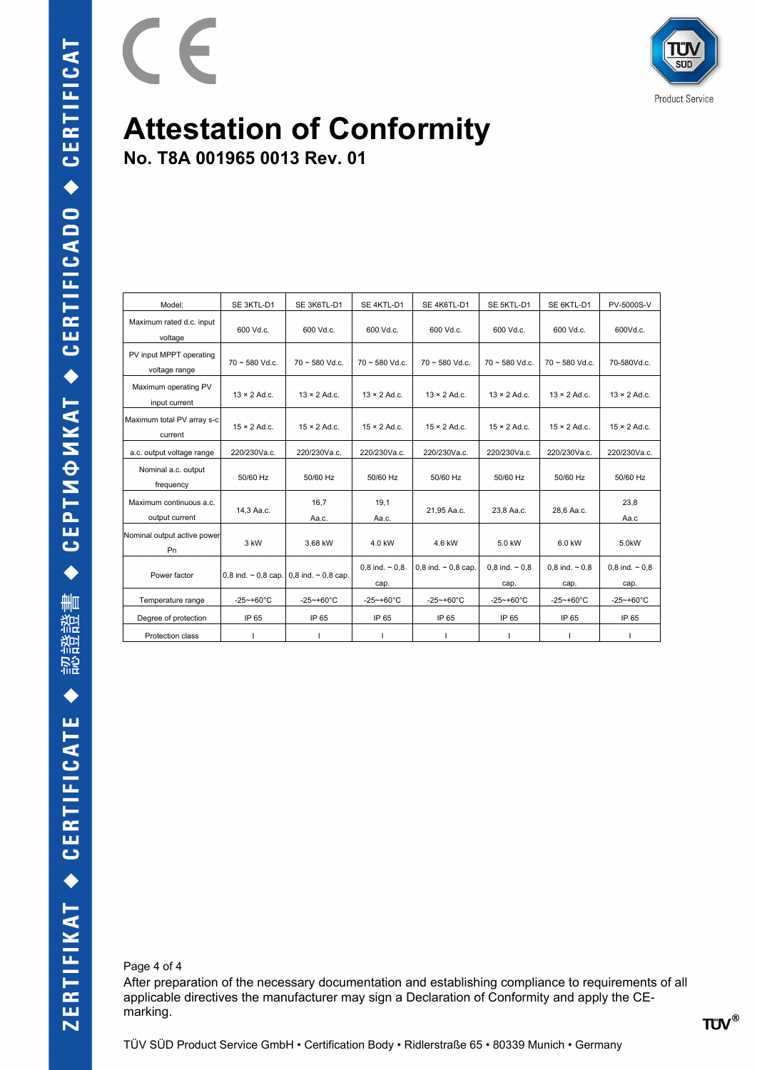CE

Product Service

# Attestation of Conformity

## No. T8A 001965 0013 Rev. 01

| Model: | SE 3KTL-D1 | SE 3K6TL-D1 | SE 4KTL-D1 | SE 4K6TL-D1 | SE 5KTL-D1 | SE 6KTL-D1 | PV-5000S-V |
|---|---|---|---|---|---|---|---|
| Maximum rated d.c. input voltage | 600 Vd.c. | 600 Vd.c. | 600 Vd.c. | 600 Vd.c. | 600 Vd.c. | 600 Vd.c. | 600Vd.c. |
| PV input MPPT operating voltage range | 70 ~ 580 Vd.c. | 70 ~ 580 Vd.c. | 70 ~ 580 Vd.c. | 70 ~ 580 Vd.c. | 70 ~ 580 Vd.c. | 70 ~ 580 Vd.c. | 70-580Vd.c. |
| Maximum operating PV input current | 13 × 2 Ad.c. | 13 × 2 Ad.c. | 13 × 2 Ad.c. | 13 × 2 Ad.c. | 13 × 2 Ad.c. | 13 × 2 Ad.c. | 13 × 2 Ad.c. |
| Maximum total PV array s-c current | 15 × 2 Ad.c. | 15 × 2 Ad.c. | 15 × 2 Ad.c. | 15 × 2 Ad.c. | 15 × 2 Ad.c. | 15 × 2 Ad.c. | 15 × 2 Ad.c. |
| a.c. output voltage range | 220/230Va.c. | 220/230Va.c. | 220/230Va.c. | 220/230Va.c. | 220/230Va.c. | 220/230Va.c. | 220/230Va.c. |
| Nominal a.c. output frequency | 50/60 Hz | 50/60 Hz | 50/60 Hz | 50/60 Hz | 50/60 Hz | 50/60 Hz | 50/60 Hz |
| Maximum continuous a.c. output current | 14,3 Aa.c. | 16,7 Aa.c. | 19,1 Aa.c. | 21,95 Aa.c. | 23,8 Aa.c. | 28,6 Aa.c. | 23,8 Aa.c |
| Nominal output active power Pn | 3 kW | 3.68 kW | 4.0 kW | 4.6 kW | 5.0 kW | 6.0 kW | 5.0kW |
| Power factor | 0,8 ind. ~ 0,8 cap. | 0,8 ind. ~ 0,8 cap. | 0,8 ind. ~ 0,8 cap. | 0,8 ind. ~ 0,8 cap. | 0,8 ind. ~ 0,8 cap. | 0,8 ind. ~ 0,8 cap. | 0,8 ind. ~ 0,8 cap. |
| Temperature range | -25~+60°C | -25~+60°C | -25~+60°C | -25~+60°C | -25~+60°C | -25~+60°C | -25~+60°C |
| Degree of protection | IP 65 | IP 65 | IP 65 | IP 65 | IP 65 | IP 65 | IP 65 |
| Protection class | I | I | I | I | I | I | I |

After preparation of the necessary documentation and establishing compliance to requirements of all applicable directives the manufacturer may sign a Declaration of Conformity and apply the CE-marking.

TÜV SÜD Product Service GmbH • Certification Body • Ridlerstraße 65 • 80339 Munich • Germany